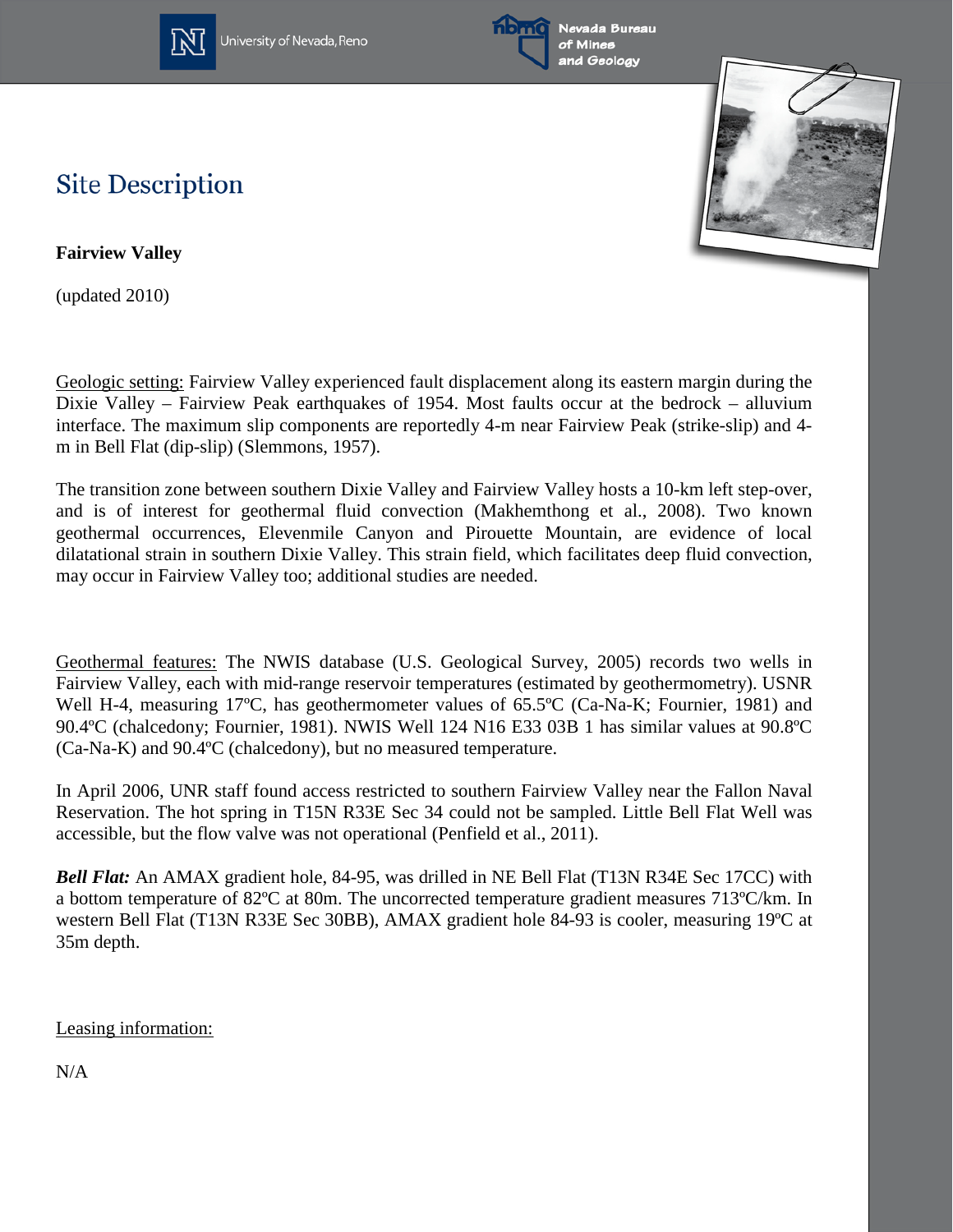# Site Description

**Fairview Valley**

(updated 2010)

Geologic setting: Fairview Valley experienced fault displacement along its eastern margin during the Dixie Valley – Fairview Peak earthquakes of 1954. Most faults occur at the bedrock – alluvium interface. The maximum slip components are reportedly 4-m near Fairview Peak (strike-slip) and 4-m in Bell Flat (dip-slip) (Slemmons, 1957).

The transition zone between southern Dixie Valley and Fairview Valley hosts a 10-km left step-over, and is of interest for geothermal fluid convection (Makhemthong et al., 2008). Two known geothermal occurrences, Elevenmile Canyon and Pirouette Mountain, are evidence of local dilatational strain in southern Dixie Valley. This strain field, which facilitates deep fluid convection, may occur in Fairview Valley too; additional studies are needed.

Geothermal features: The NWIS database (U.S. Geological Survey, 2005) records two wells in Fairview Valley, each with mid-range reservoir temperatures (estimated by geothermometry). USNR Well H-4, measuring 17ºC, has geothermometer values of 65.5ºC (Ca-Na-K; Fournier, 1981) and 90.4ºC (chalcedony; Fournier, 1981). NWIS Well 124 N16 E33 03B 1 has similar values at 90.8ºC (Ca-Na-K) and 90.4ºC (chalcedony), but no measured temperature.

In April 2006, UNR staff found access restricted to southern Fairview Valley near the Fallon Naval Reservation. The hot spring in T15N R33E Sec 34 could not be sampled. Little Bell Flat Well was accessible, but the flow valve was not operational (Penfield et al., 2011).

***Bell Flat:*** An AMAX gradient hole, 84-95, was drilled in NE Bell Flat (T13N R34E Sec 17CC) with a bottom temperature of 82ºC at 80m. The uncorrected temperature gradient measures 713ºC/km. In western Bell Flat (T13N R33E Sec 30BB), AMAX gradient hole 84-93 is cooler, measuring 19ºC at 35m depth.

Leasing information:

N/A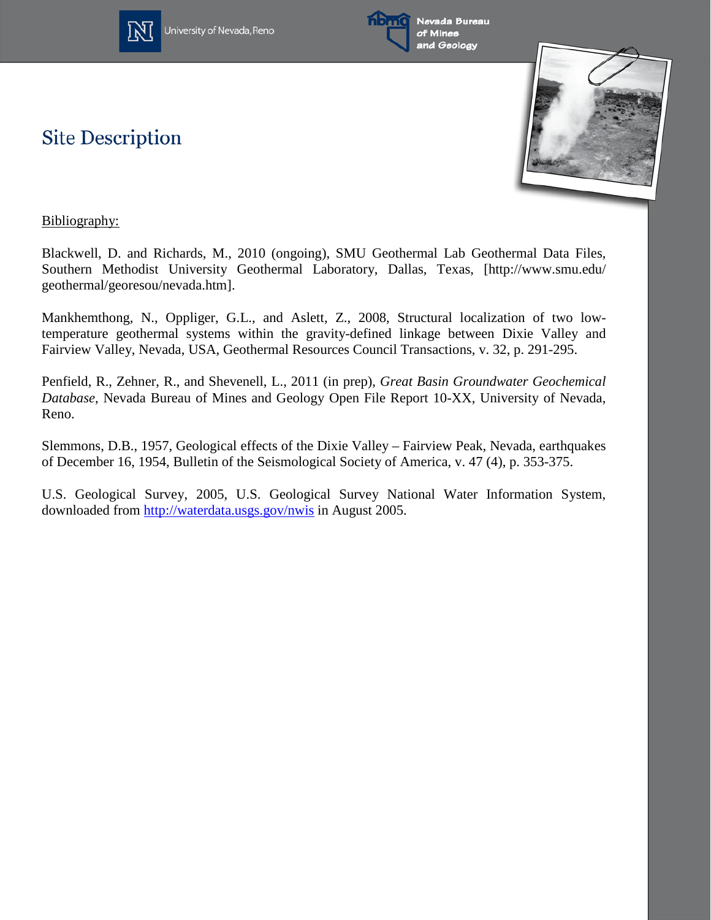# Site Description

Bibliography:

Blackwell, D. and Richards, M., 2010 (ongoing), SMU Geothermal Lab Geothermal Data Files, Southern Methodist University Geothermal Laboratory, Dallas, Texas, [http://www.smu.edu/geothermal/georesou/nevada.htm].

Mankhemthong, N., Oppliger, G.L., and Aslett, Z., 2008, Structural localization of two low-temperature geothermal systems within the gravity-defined linkage between Dixie Valley and Fairview Valley, Nevada, USA, Geothermal Resources Council Transactions, v. 32, p. 291-295.

Penfield, R., Zehner, R., and Shevenell, L., 2011 (in prep), *Great Basin Groundwater Geochemical Database*, Nevada Bureau of Mines and Geology Open File Report 10-XX, University of Nevada, Reno.

Slemmons, D.B., 1957, Geological effects of the Dixie Valley – Fairview Peak, Nevada, earthquakes of December 16, 1954, Bulletin of the Seismological Society of America, v. 47 (4), p. 353-375.

U.S. Geological Survey, 2005, U.S. Geological Survey National Water Information System, downloaded from http://waterdata.usgs.gov/nwis in August 2005.